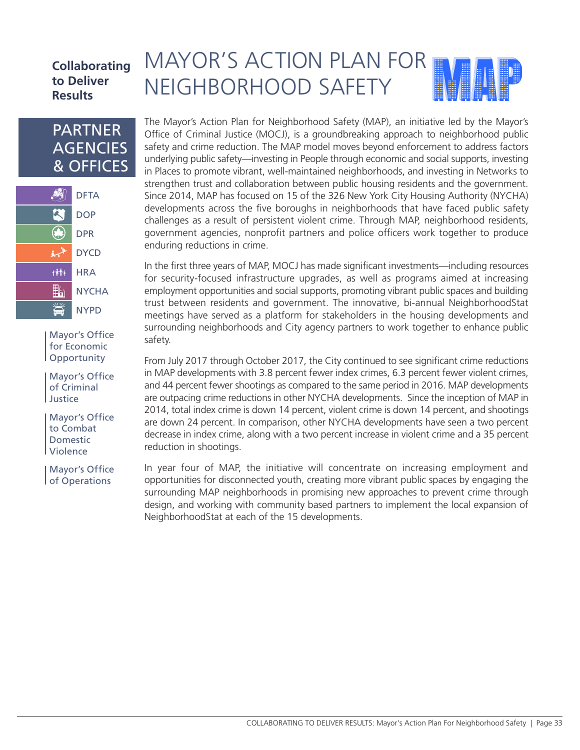**Collaborating to Deliver Results**

# MAYOR'S ACTION PLAN FOR NEIGHBORHOOD SAFETY

MAP

## PARTNER AGENCIES & OFFICES

- DFTA
- DOP
- DPR
- DYCD
- HRA
- NYCHA
- NYPD

- Mayor's Office for Economic Opportunity
- Mayor's Office of Criminal Justice
- Mayor's Office to Combat Domestic Violence
- Mayor's Office of Operations

The Mayor's Action Plan for Neighborhood Safety (MAP), an initiative led by the Mayor's Office of Criminal Justice (MOCJ), is a groundbreaking approach to neighborhood public safety and crime reduction. The MAP model moves beyond enforcement to address factors underlying public safety—investing in People through economic and social supports, investing in Places to promote vibrant, well-maintained neighborhoods, and investing in Networks to strengthen trust and collaboration between public housing residents and the government. Since 2014, MAP has focused on 15 of the 326 New York City Housing Authority (NYCHA) developments across the five boroughs in neighborhoods that have faced public safety challenges as a result of persistent violent crime. Through MAP, neighborhood residents, government agencies, nonprofit partners and police officers work together to produce enduring reductions in crime.

In the first three years of MAP, MOCJ has made significant investments—including resources for security-focused infrastructure upgrades, as well as programs aimed at increasing employment opportunities and social supports, promoting vibrant public spaces and building trust between residents and government. The innovative, bi-annual NeighborhoodStat meetings have served as a platform for stakeholders in the housing developments and surrounding neighborhoods and City agency partners to work together to enhance public safety.

From July 2017 through October 2017, the City continued to see significant crime reductions in MAP developments with 3.8 percent fewer index crimes, 6.3 percent fewer violent crimes, and 44 percent fewer shootings as compared to the same period in 2016. MAP developments are outpacing crime reductions in other NYCHA developments. Since the inception of MAP in 2014, total index crime is down 14 percent, violent crime is down 14 percent, and shootings are down 24 percent. In comparison, other NYCHA developments have seen a two percent decrease in index crime, along with a two percent increase in violent crime and a 35 percent reduction in shootings.

In year four of MAP, the initiative will concentrate on increasing employment and opportunities for disconnected youth, creating more vibrant public spaces by engaging the surrounding MAP neighborhoods in promising new approaches to prevent crime through design, and working with community based partners to implement the local expansion of NeighborhoodStat at each of the 15 developments.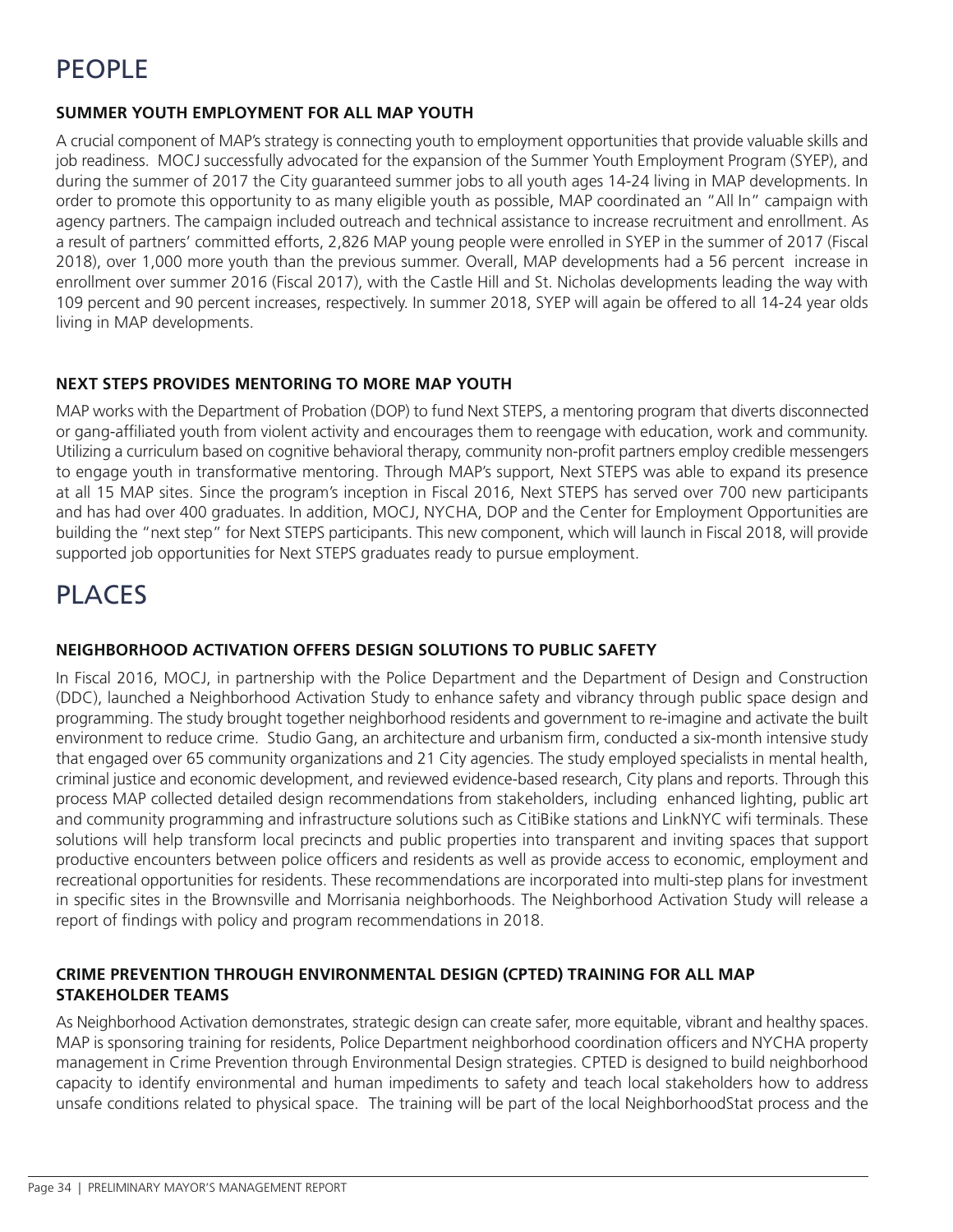# PEOPLE

### SUMMER YOUTH EMPLOYMENT FOR ALL MAP YOUTH

A crucial component of MAP's strategy is connecting youth to employment opportunities that provide valuable skills and job readiness. MOCJ successfully advocated for the expansion of the Summer Youth Employment Program (SYEP), and during the summer of 2017 the City guaranteed summer jobs to all youth ages 14-24 living in MAP developments. In order to promote this opportunity to as many eligible youth as possible, MAP coordinated an "All In" campaign with agency partners. The campaign included outreach and technical assistance to increase recruitment and enrollment. As a result of partners' committed efforts, 2,826 MAP young people were enrolled in SYEP in the summer of 2017 (Fiscal 2018), over 1,000 more youth than the previous summer. Overall, MAP developments had a 56 percent increase in enrollment over summer 2016 (Fiscal 2017), with the Castle Hill and St. Nicholas developments leading the way with 109 percent and 90 percent increases, respectively. In summer 2018, SYEP will again be offered to all 14-24 year olds living in MAP developments.

### NEXT STEPS PROVIDES MENTORING TO MORE MAP YOUTH

MAP works with the Department of Probation (DOP) to fund Next STEPS, a mentoring program that diverts disconnected or gang-affiliated youth from violent activity and encourages them to reengage with education, work and community. Utilizing a curriculum based on cognitive behavioral therapy, community non-profit partners employ credible messengers to engage youth in transformative mentoring. Through MAP's support, Next STEPS was able to expand its presence at all 15 MAP sites. Since the program's inception in Fiscal 2016, Next STEPS has served over 700 new participants and has had over 400 graduates. In addition, MOCJ, NYCHA, DOP and the Center for Employment Opportunities are building the "next step" for Next STEPS participants. This new component, which will launch in Fiscal 2018, will provide supported job opportunities for Next STEPS graduates ready to pursue employment.

# PLACES

### NEIGHBORHOOD ACTIVATION OFFERS DESIGN SOLUTIONS TO PUBLIC SAFETY

In Fiscal 2016, MOCJ, in partnership with the Police Department and the Department of Design and Construction (DDC), launched a Neighborhood Activation Study to enhance safety and vibrancy through public space design and programming. The study brought together neighborhood residents and government to re-imagine and activate the built environment to reduce crime. Studio Gang, an architecture and urbanism firm, conducted a six-month intensive study that engaged over 65 community organizations and 21 City agencies. The study employed specialists in mental health, criminal justice and economic development, and reviewed evidence-based research, City plans and reports. Through this process MAP collected detailed design recommendations from stakeholders, including enhanced lighting, public art and community programming and infrastructure solutions such as CitiBike stations and LinkNYC wifi terminals. These solutions will help transform local precincts and public properties into transparent and inviting spaces that support productive encounters between police officers and residents as well as provide access to economic, employment and recreational opportunities for residents. These recommendations are incorporated into multi-step plans for investment in specific sites in the Brownsville and Morrisania neighborhoods. The Neighborhood Activation Study will release a report of findings with policy and program recommendations in 2018.

### CRIME PREVENTION THROUGH ENVIRONMENTAL DESIGN (CPTED) TRAINING FOR ALL MAP STAKEHOLDER TEAMS

As Neighborhood Activation demonstrates, strategic design can create safer, more equitable, vibrant and healthy spaces. MAP is sponsoring training for residents, Police Department neighborhood coordination officers and NYCHA property management in Crime Prevention through Environmental Design strategies. CPTED is designed to build neighborhood capacity to identify environmental and human impediments to safety and teach local stakeholders how to address unsafe conditions related to physical space. The training will be part of the local NeighborhoodStat process and the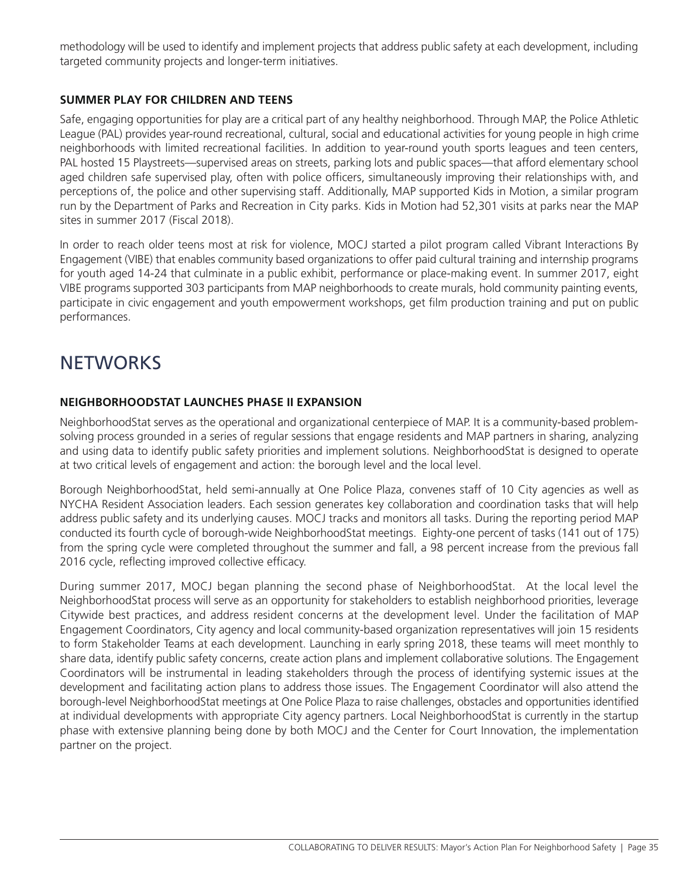methodology will be used to identify and implement projects that address public safety at each development, including targeted community projects and longer-term initiatives.

### SUMMER PLAY FOR CHILDREN AND TEENS

Safe, engaging opportunities for play are a critical part of any healthy neighborhood. Through MAP, the Police Athletic League (PAL) provides year-round recreational, cultural, social and educational activities for young people in high crime neighborhoods with limited recreational facilities. In addition to year-round youth sports leagues and teen centers, PAL hosted 15 Playstreets—supervised areas on streets, parking lots and public spaces—that afford elementary school aged children safe supervised play, often with police officers, simultaneously improving their relationships with, and perceptions of, the police and other supervising staff. Additionally, MAP supported Kids in Motion, a similar program run by the Department of Parks and Recreation in City parks. Kids in Motion had 52,301 visits at parks near the MAP sites in summer 2017 (Fiscal 2018).

In order to reach older teens most at risk for violence, MOCJ started a pilot program called Vibrant Interactions By Engagement (VIBE) that enables community based organizations to offer paid cultural training and internship programs for youth aged 14-24 that culminate in a public exhibit, performance or place-making event. In summer 2017, eight VIBE programs supported 303 participants from MAP neighborhoods to create murals, hold community painting events, participate in civic engagement and youth empowerment workshops, get film production training and put on public performances.

## NETWORKS

### NEIGHBORHOODSTAT LAUNCHES PHASE II EXPANSION

NeighborhoodStat serves as the operational and organizational centerpiece of MAP. It is a community-based problem-solving process grounded in a series of regular sessions that engage residents and MAP partners in sharing, analyzing and using data to identify public safety priorities and implement solutions. NeighborhoodStat is designed to operate at two critical levels of engagement and action: the borough level and the local level.

Borough NeighborhoodStat, held semi-annually at One Police Plaza, convenes staff of 10 City agencies as well as NYCHA Resident Association leaders. Each session generates key collaboration and coordination tasks that will help address public safety and its underlying causes. MOCJ tracks and monitors all tasks. During the reporting period MAP conducted its fourth cycle of borough-wide NeighborhoodStat meetings. Eighty-one percent of tasks (141 out of 175) from the spring cycle were completed throughout the summer and fall, a 98 percent increase from the previous fall 2016 cycle, reflecting improved collective efficacy.

During summer 2017, MOCJ began planning the second phase of NeighborhoodStat. At the local level the NeighborhoodStat process will serve as an opportunity for stakeholders to establish neighborhood priorities, leverage Citywide best practices, and address resident concerns at the development level. Under the facilitation of MAP Engagement Coordinators, City agency and local community-based organization representatives will join 15 residents to form Stakeholder Teams at each development. Launching in early spring 2018, these teams will meet monthly to share data, identify public safety concerns, create action plans and implement collaborative solutions. The Engagement Coordinators will be instrumental in leading stakeholders through the process of identifying systemic issues at the development and facilitating action plans to address those issues. The Engagement Coordinator will also attend the borough-level NeighborhoodStat meetings at One Police Plaza to raise challenges, obstacles and opportunities identified at individual developments with appropriate City agency partners. Local NeighborhoodStat is currently in the startup phase with extensive planning being done by both MOCJ and the Center for Court Innovation, the implementation partner on the project.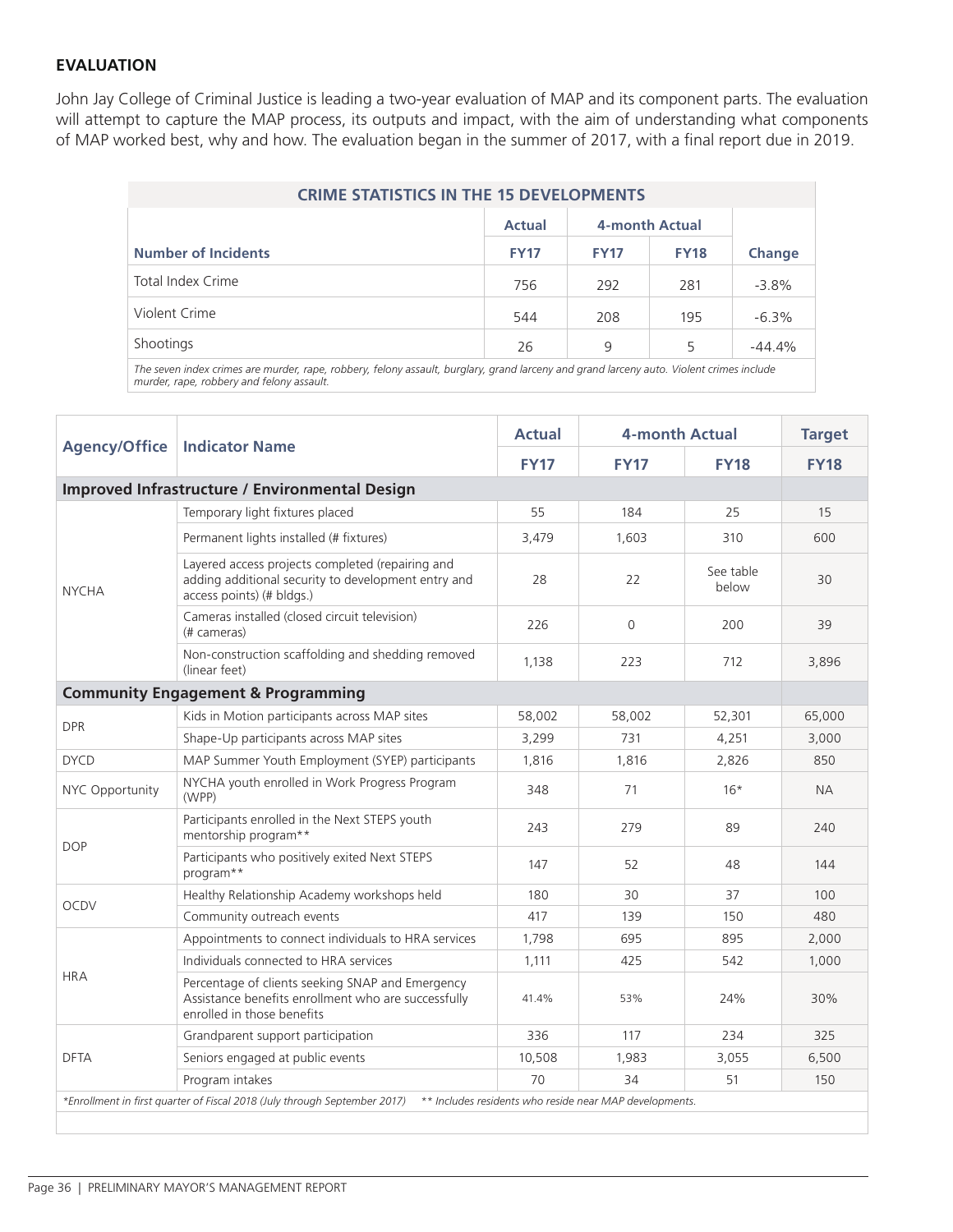**EVALUATION**

John Jay College of Criminal Justice is leading a two-year evaluation of MAP and its component parts. The evaluation will attempt to capture the MAP process, its outputs and impact, with the aim of understanding what components of MAP worked best, why and how. The evaluation began in the summer of 2017, with a final report due in 2019.

| CRIME STATISTICS IN THE 15 DEVELOPMENTS | | | | |
|---|---|---|---|---|
| | Actual | 4-month Actual | | |
| Number of Incidents | FY17 | FY17 | FY18 | Change |
| Total Index Crime | 756 | 292 | 281 | -3.8% |
| Violent Crime | 544 | 208 | 195 | -6.3% |
| Shootings | 26 | 9 | 5 | -44.4% |

*The seven index crimes are murder, rape, robbery, felony assault, burglary, grand larceny and grand larceny auto. Violent crimes include murder, rape, robbery and felony assault.*

| Agency/Office | Indicator Name | Actual | 4-month Actual | | Target |
|---|---|---|---|---|---|
| | | FY17 | FY17 | FY18 | FY18 |
| **Improved Infrastructure / Environmental Design** | | | | | |
| NYCHA | Temporary light fixtures placed | 55 | 184 | 25 | 15 |
| | Permanent lights installed (# fixtures) | 3,479 | 1,603 | 310 | 600 |
| | Layered access projects completed (repairing and adding additional security to development entry and access points) (# bldgs.) | 28 | 22 | See table below | 30 |
| | Cameras installed (closed circuit television) (# cameras) | 226 | 0 | 200 | 39 |
| | Non-construction scaffolding and shedding removed (linear feet) | 1,138 | 223 | 712 | 3,896 |
| **Community Engagement & Programming** | | | | | |
| DPR | Kids in Motion participants across MAP sites | 58,002 | 58,002 | 52,301 | 65,000 |
| | Shape-Up participants across MAP sites | 3,299 | 731 | 4,251 | 3,000 |
| DYCD | MAP Summer Youth Employment (SYEP) participants | 1,816 | 1,816 | 2,826 | 850 |
| NYC Opportunity | NYCHA youth enrolled in Work Progress Program (WPP) | 348 | 71 | 16* | NA |
| DOP | Participants enrolled in the Next STEPS youth mentorship program** | 243 | 279 | 89 | 240 |
| | Participants who positively exited Next STEPS program** | 147 | 52 | 48 | 144 |
| OCDV | Healthy Relationship Academy workshops held | 180 | 30 | 37 | 100 |
| | Community outreach events | 417 | 139 | 150 | 480 |
| HRA | Appointments to connect individuals to HRA services | 1,798 | 695 | 895 | 2,000 |
| | Individuals connected to HRA services | 1,111 | 425 | 542 | 1,000 |
| | Percentage of clients seeking SNAP and Emergency Assistance benefits enrollment who are successfully enrolled in those benefits | 41.4% | 53% | 24% | 30% |
| DFTA | Grandparent support participation | 336 | 117 | 234 | 325 |
| | Seniors engaged at public events | 10,508 | 1,983 | 3,055 | 6,500 |
| | Program intakes | 70 | 34 | 51 | 150 |

*\*Enrollment in first quarter of Fiscal 2018 (July through September 2017)   \*\* Includes residents who reside near MAP developments.*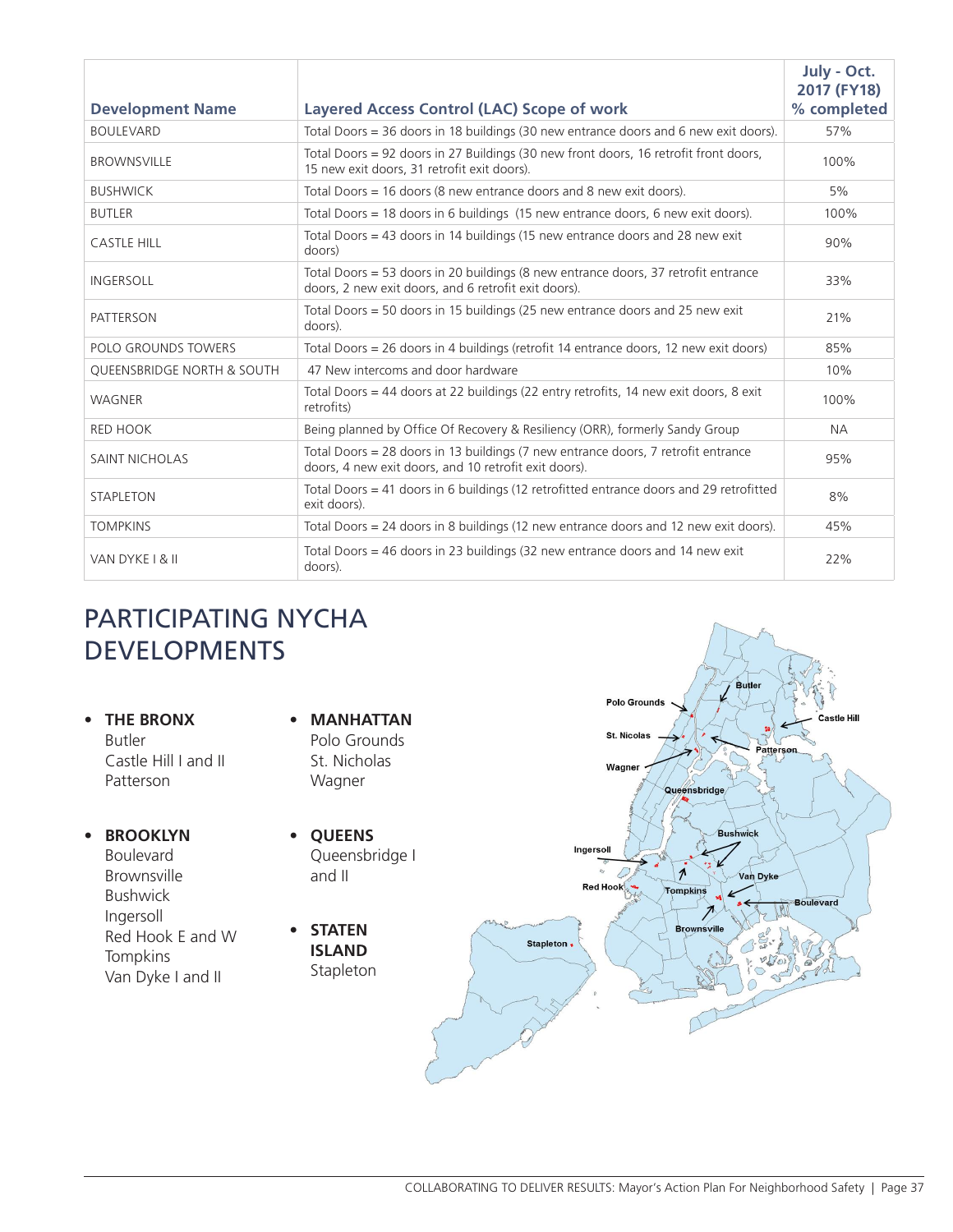| Development Name | Layered Access Control (LAC) Scope of work | July - Oct. 2017 (FY18) % completed |
|---|---|---|
| BOULEVARD | Total Doors = 36 doors in 18 buildings (30 new entrance doors and 6 new exit doors). | 57% |
| BROWNSVILLE | Total Doors = 92 doors in 27 Buildings (30 new front doors, 16 retrofit front doors, 15 new exit doors, 31 retrofit exit doors). | 100% |
| BUSHWICK | Total Doors = 16 doors (8 new entrance doors and 8 new exit doors). | 5% |
| BUTLER | Total Doors = 18 doors in 6 buildings (15 new entrance doors, 6 new exit doors). | 100% |
| CASTLE HILL | Total Doors = 43 doors in 14 buildings (15 new entrance doors and 28 new exit doors) | 90% |
| INGERSOLL | Total Doors = 53 doors in 20 buildings (8 new entrance doors, 37 retrofit entrance doors, 2 new exit doors, and 6 retrofit exit doors). | 33% |
| PATTERSON | Total Doors = 50 doors in 15 buildings (25 new entrance doors and 25 new exit doors). | 21% |
| POLO GROUNDS TOWERS | Total Doors = 26 doors in 4 buildings (retrofit 14 entrance doors, 12 new exit doors) | 85% |
| QUEENSBRIDGE NORTH & SOUTH | 47 New intercoms and door hardware | 10% |
| WAGNER | Total Doors = 44 doors at 22 buildings (22 entry retrofits, 14 new exit doors, 8 exit retrofits) | 100% |
| RED HOOK | Being planned by Office Of Recovery & Resiliency (ORR), formerly Sandy Group | NA |
| SAINT NICHOLAS | Total Doors = 28 doors in 13 buildings (7 new entrance doors, 7 retrofit entrance doors, 4 new exit doors, and 10 retrofit exit doors). | 95% |
| STAPLETON | Total Doors = 41 doors in 6 buildings (12 retrofitted entrance doors and 29 retrofitted exit doors). | 8% |
| TOMPKINS | Total Doors = 24 doors in 8 buildings (12 new entrance doors and 12 new exit doors). | 45% |
| VAN DYKE I & II | Total Doors = 46 doors in 23 buildings (32 new entrance doors and 14 new exit doors). | 22% |

## PARTICIPATING NYCHA DEVELOPMENTS

- **THE BRONX**
  Butler
  Castle Hill I and II
  Patterson

- **BROOKLYN**
  Boulevard
  Brownsville
  Bushwick
  Ingersoll
  Red Hook E and W
  Tompkins
  Van Dyke I and II

- **MANHATTAN**
  Polo Grounds
  St. Nicholas
  Wagner

- **QUEENS**
  Queensbridge I and II

- **STATEN ISLAND**
  Stapleton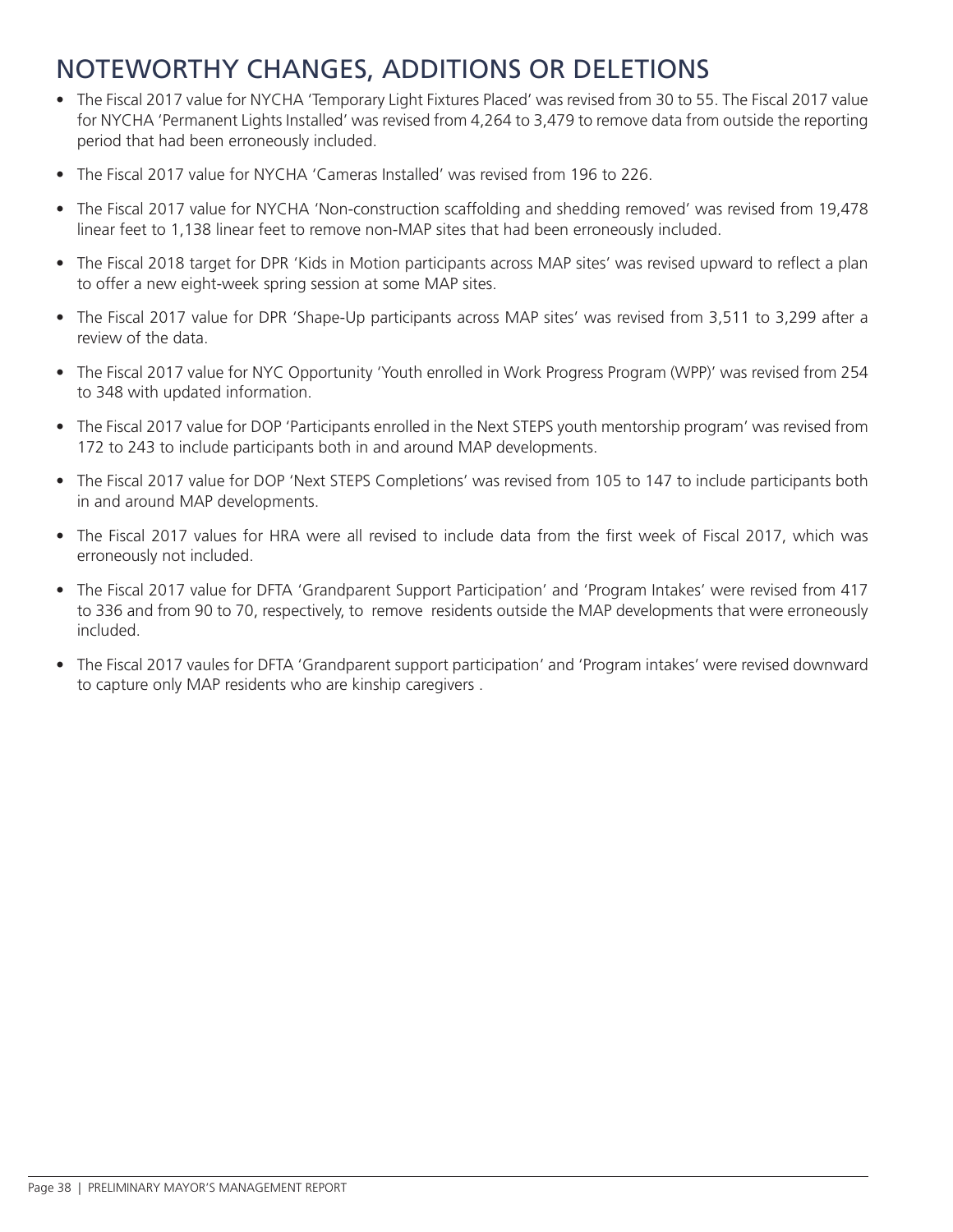# NOTEWORTHY CHANGES, ADDITIONS OR DELETIONS

- The Fiscal 2017 value for NYCHA 'Temporary Light Fixtures Placed' was revised from 30 to 55. The Fiscal 2017 value for NYCHA 'Permanent Lights Installed' was revised from 4,264 to 3,479 to remove data from outside the reporting period that had been erroneously included.
- The Fiscal 2017 value for NYCHA 'Cameras Installed' was revised from 196 to 226.
- The Fiscal 2017 value for NYCHA 'Non-construction scaffolding and shedding removed' was revised from 19,478 linear feet to 1,138 linear feet to remove non-MAP sites that had been erroneously included.
- The Fiscal 2018 target for DPR 'Kids in Motion participants across MAP sites' was revised upward to reflect a plan to offer a new eight-week spring session at some MAP sites.
- The Fiscal 2017 value for DPR 'Shape-Up participants across MAP sites' was revised from 3,511 to 3,299 after a review of the data.
- The Fiscal 2017 value for NYC Opportunity 'Youth enrolled in Work Progress Program (WPP)' was revised from 254 to 348 with updated information.
- The Fiscal 2017 value for DOP 'Participants enrolled in the Next STEPS youth mentorship program' was revised from 172 to 243 to include participants both in and around MAP developments.
- The Fiscal 2017 value for DOP 'Next STEPS Completions' was revised from 105 to 147 to include participants both in and around MAP developments.
- The Fiscal 2017 values for HRA were all revised to include data from the first week of Fiscal 2017, which was erroneously not included.
- The Fiscal 2017 value for DFTA 'Grandparent Support Participation' and 'Program Intakes' were revised from 417 to 336 and from 90 to 70, respectively, to remove residents outside the MAP developments that were erroneously included.
- The Fiscal 2017 vaules for DFTA 'Grandparent support participation' and 'Program intakes' were revised downward to capture only MAP residents who are kinship caregivers .